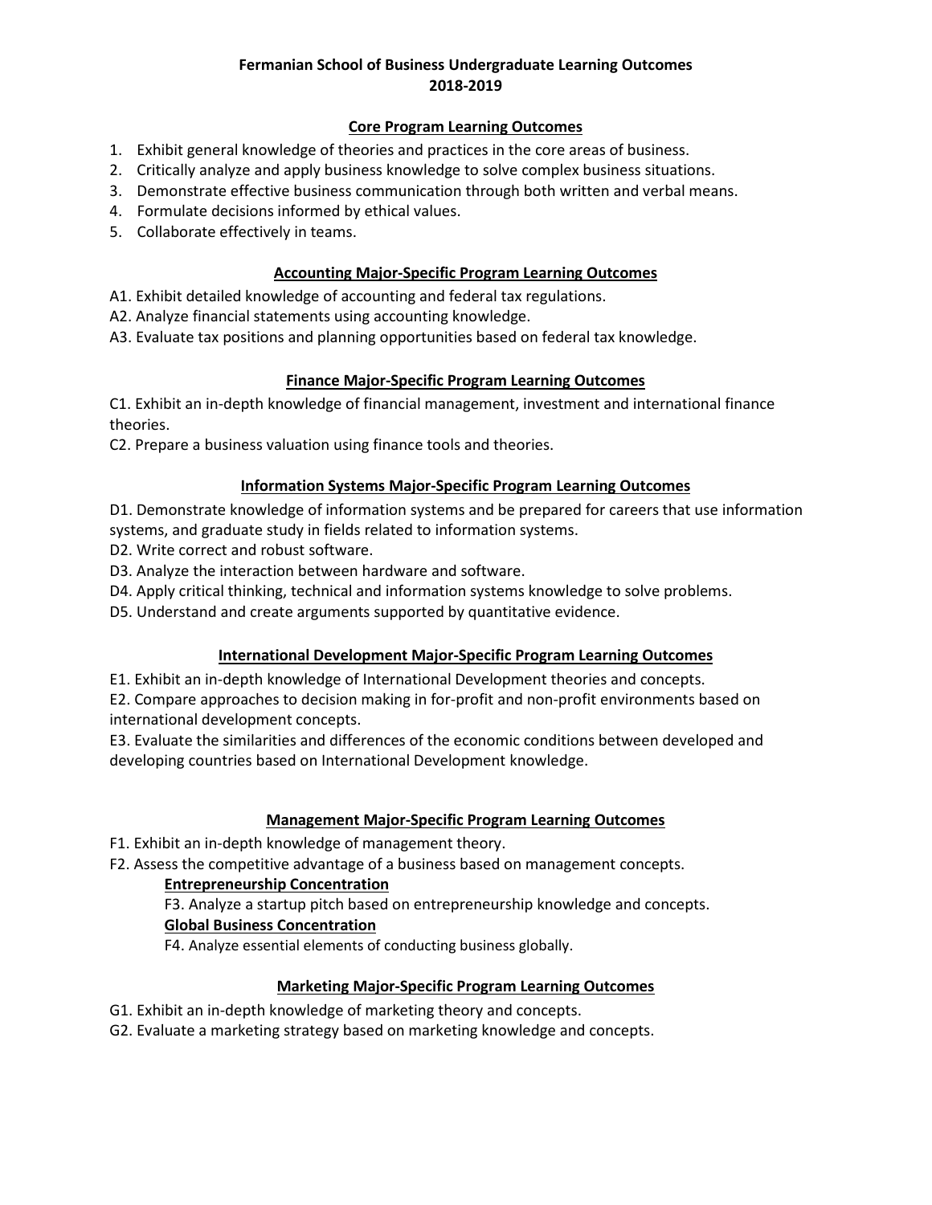# Fermanian School of Business Undergraduate Learning Outcomes
# 2018-2019

## Core Program Learning Outcomes

1. Exhibit general knowledge of theories and practices in the core areas of business.
2. Critically analyze and apply business knowledge to solve complex business situations.
3. Demonstrate effective business communication through both written and verbal means.
4. Formulate decisions informed by ethical values.
5. Collaborate effectively in teams.

## Accounting Major-Specific Program Learning Outcomes

A1. Exhibit detailed knowledge of accounting and federal tax regulations.
A2. Analyze financial statements using accounting knowledge.
A3. Evaluate tax positions and planning opportunities based on federal tax knowledge.

## Finance Major-Specific Program Learning Outcomes

C1. Exhibit an in-depth knowledge of financial management, investment and international finance theories.
C2. Prepare a business valuation using finance tools and theories.

## Information Systems Major-Specific Program Learning Outcomes

D1. Demonstrate knowledge of information systems and be prepared for careers that use information systems, and graduate study in fields related to information systems.
D2. Write correct and robust software.
D3. Analyze the interaction between hardware and software.
D4. Apply critical thinking, technical and information systems knowledge to solve problems.
D5. Understand and create arguments supported by quantitative evidence.

## International Development Major-Specific Program Learning Outcomes

E1. Exhibit an in-depth knowledge of International Development theories and concepts.
E2. Compare approaches to decision making in for-profit and non-profit environments based on international development concepts.
E3. Evaluate the similarities and differences of the economic conditions between developed and developing countries based on International Development knowledge.

## Management Major-Specific Program Learning Outcomes

F1. Exhibit an in-depth knowledge of management theory.
F2. Assess the competitive advantage of a business based on management concepts.

### Entrepreneurship Concentration

F3. Analyze a startup pitch based on entrepreneurship knowledge and concepts.

### Global Business Concentration

F4. Analyze essential elements of conducting business globally.

## Marketing Major-Specific Program Learning Outcomes

G1. Exhibit an in-depth knowledge of marketing theory and concepts.
G2. Evaluate a marketing strategy based on marketing knowledge and concepts.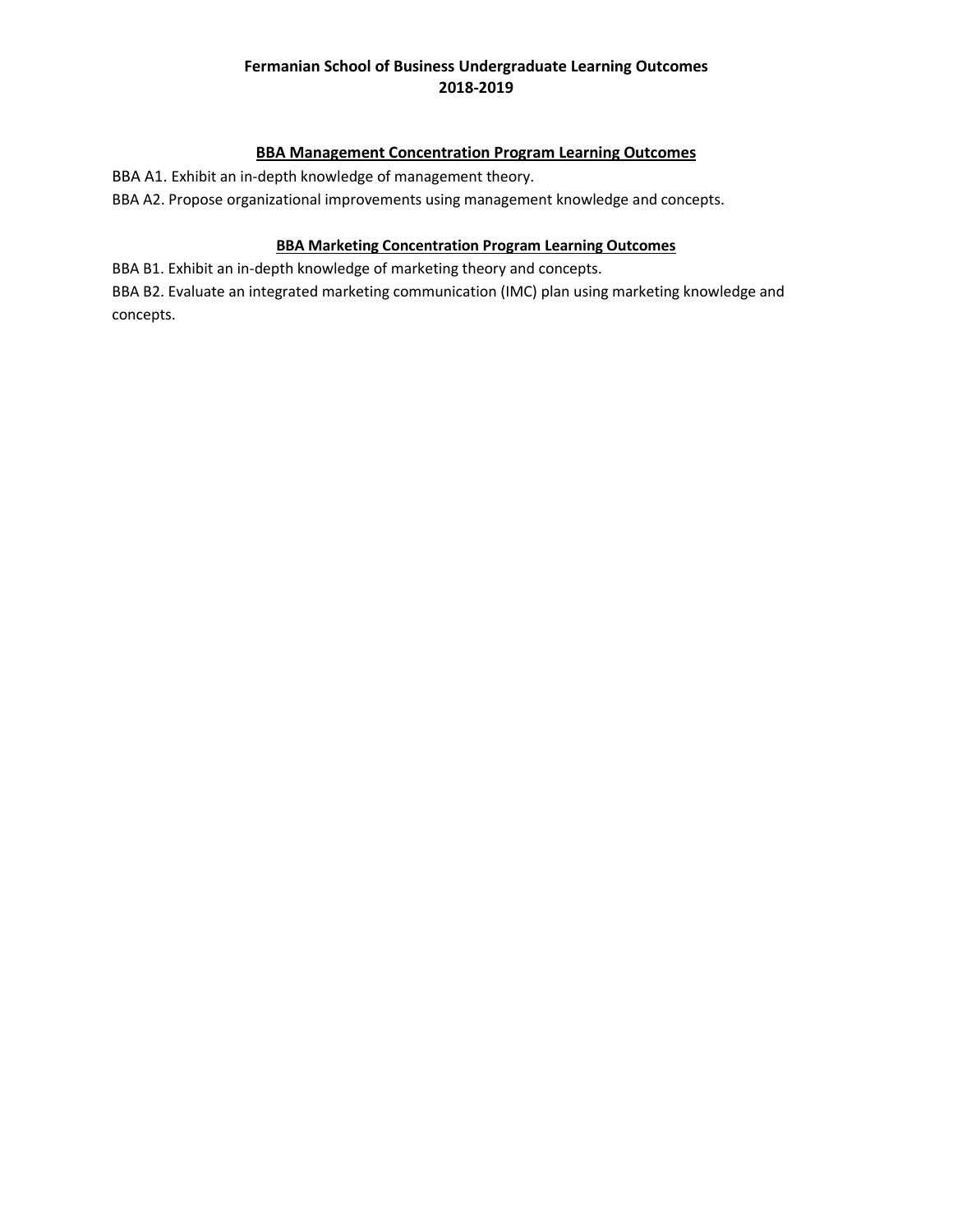# Fermanian School of Business Undergraduate Learning Outcomes 2018-2019

## BBA Management Concentration Program Learning Outcomes

BBA A1. Exhibit an in-depth knowledge of management theory.

BBA A2. Propose organizational improvements using management knowledge and concepts.

## BBA Marketing Concentration Program Learning Outcomes

BBA B1. Exhibit an in-depth knowledge of marketing theory and concepts.

BBA B2. Evaluate an integrated marketing communication (IMC) plan using marketing knowledge and concepts.